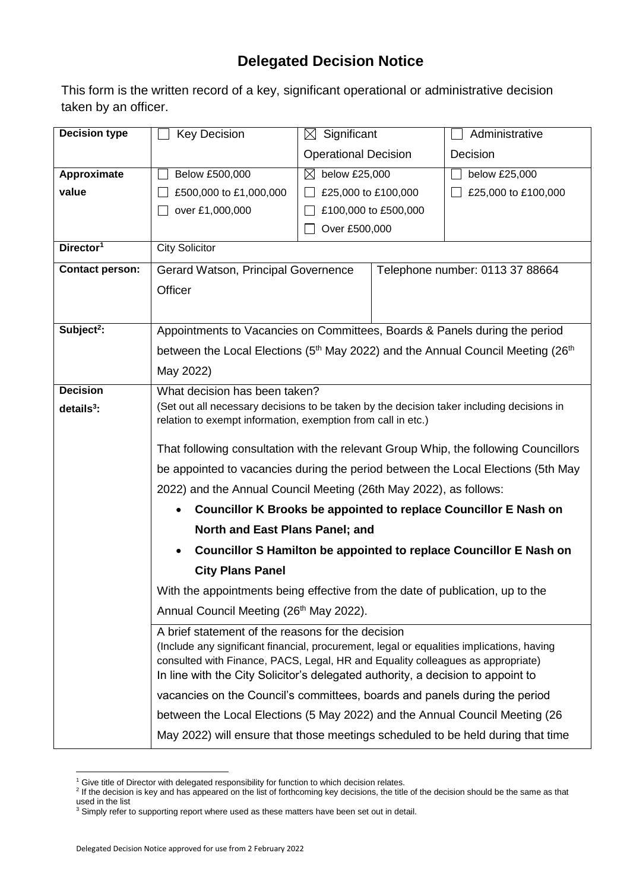# Delegated Decision Notice

This form is the written record of a key, significant operational or administrative decision taken by an officer.

| **Decision type** | ☐ Key Decision | ☒ Significant Operational Decision | | ☐ Administrative Decision |
|---|---|---|---|---|
| **Approximate value** | ☐ Below £500,000<br>☐ £500,000 to £1,000,000<br>☐ over £1,000,000 | ☒ below £25,000<br>☐ £25,000 to £100,000<br>☐ £100,000 to £500,000<br>☐ Over £500,000 | | ☐ below £25,000<br>☐ £25,000 to £100,000 |
| **Director[1]** | City Solicitor | | | |
| **Contact person:** | Gerard Watson, Principal Governence Officer | | Telephone number: 0113 37 88664 | |
| **Subject[2]:** | Appointments to Vacancies on Committees, Boards & Panels during the period between the Local Elections (5th May 2022) and the Annual Council Meeting (26th May 2022) | | | |
| **Decision details[3]:** | What decision has been taken?<br>(Set out all necessary decisions to be taken by the decision taker including decisions in relation to exempt information, exemption from call in etc.)<br><br>That following consultation with the relevant Group Whip, the following Councillors be appointed to vacancies during the period between the Local Elections (5th May 2022) and the Annual Council Meeting (26th May 2022), as follows:<br>• **Councillor K Brooks be appointed to replace Councillor E Nash on North and East Plans Panel; and**<br>• **Councillor S Hamilton be appointed to replace Councillor E Nash on City Plans Panel**<br><br>With the appointments being effective from the date of publication, up to the Annual Council Meeting (26th May 2022). | | | |
| | A brief statement of the reasons for the decision<br>(Include any significant financial, procurement, legal or equalities implications, having consulted with Finance, PACS, Legal, HR and Equality colleagues as appropriate)<br>In line with the City Solicitor's delegated authority, a decision to appoint to vacancies on the Council's committees, boards and panels during the period between the Local Elections (5 May 2022) and the Annual Council Meeting (26 May 2022) will ensure that those meetings scheduled to be held during that time | | | |

[1] Give title of Director with delegated responsibility for function to which decision relates.

[2] If the decision is key and has appeared on the list of forthcoming key decisions, the title of the decision should be the same as that used in the list

[3] Simply refer to supporting report where used as these matters have been set out in detail.

Delegated Decision Notice approved for use from 2 February 2022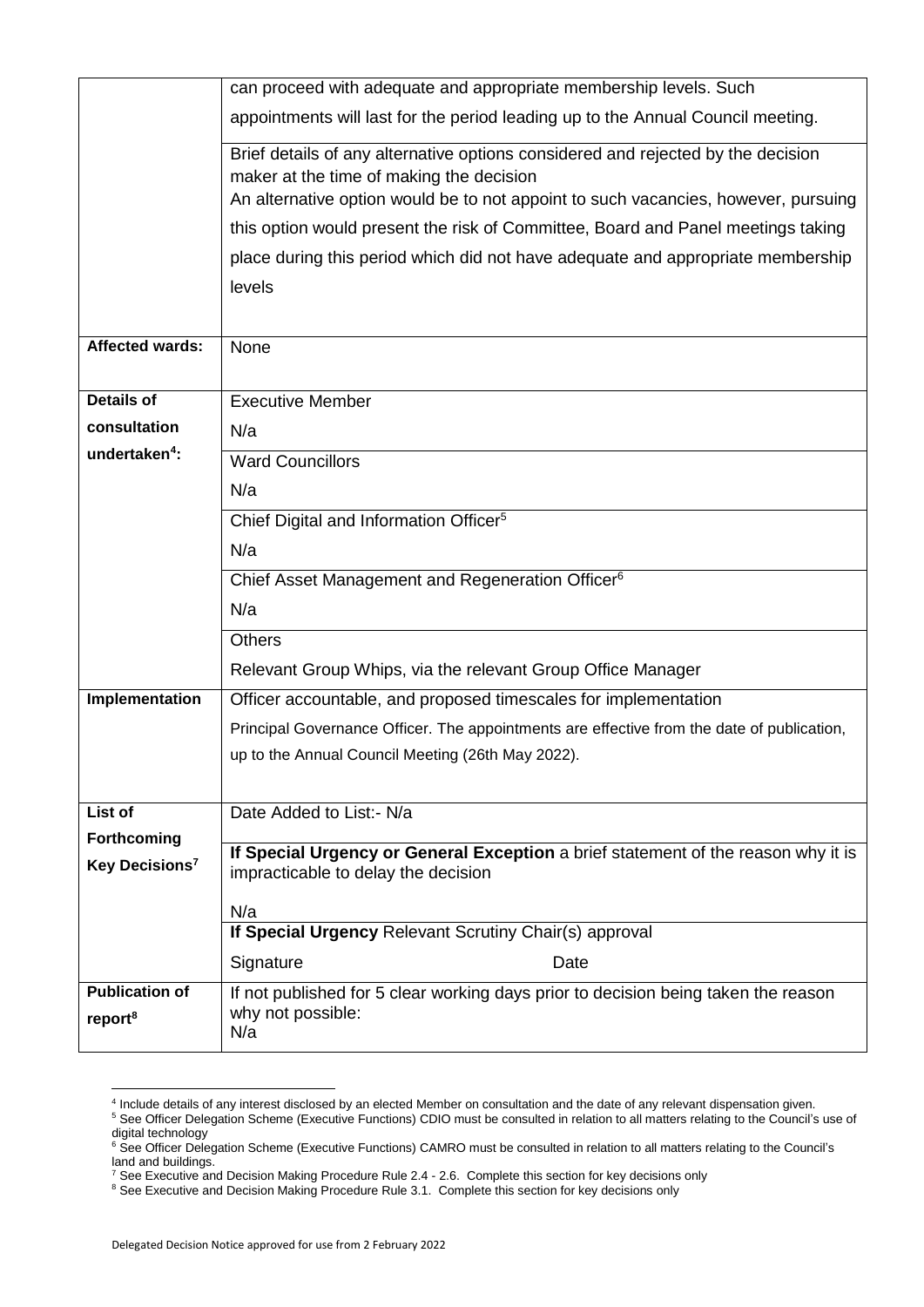| | |
|---|---|
| | can proceed with adequate and appropriate membership levels. Such appointments will last for the period leading up to the Annual Council meeting. |
| | Brief details of any alternative options considered and rejected by the decision maker at the time of making the decision<br>An alternative option would be to not appoint to such vacancies, however, pursuing this option would present the risk of Committee, Board and Panel meetings taking place during this period which did not have adequate and appropriate membership levels |
| **Affected wards:** | None |
| **Details of consultation undertaken[4]:** | Executive Member<br>N/a |
| | Ward Councillors<br>N/a |
| | Chief Digital and Information Officer[5]<br>N/a |
| | Chief Asset Management and Regeneration Officer[6]<br>N/a |
| | Others<br>Relevant Group Whips, via the relevant Group Office Manager |
| **Implementation** | Officer accountable, and proposed timescales for implementation<br>Principal Governance Officer. The appointments are effective from the date of publication, up to the Annual Council Meeting (26th May 2022). |
| **List of Forthcoming Key Decisions[7]** | Date Added to List:- N/a |
| | **If Special Urgency or General Exception** a brief statement of the reason why it is impracticable to delay the decision<br>N/a |
| | **If Special Urgency** Relevant Scrutiny Chair(s) approval<br>Signature Date |
| **Publication of report[8]** | If not published for 5 clear working days prior to decision being taken the reason why not possible:<br>N/a |

[4] Include details of any interest disclosed by an elected Member on consultation and the date of any relevant dispensation given.
[5] See Officer Delegation Scheme (Executive Functions) CDIO must be consulted in relation to all matters relating to the Council's use of digital technology
[6] See Officer Delegation Scheme (Executive Functions) CAMRO must be consulted in relation to all matters relating to the Council's land and buildings.
[7] See Executive and Decision Making Procedure Rule 2.4 - 2.6. Complete this section for key decisions only
[8] See Executive and Decision Making Procedure Rule 3.1. Complete this section for key decisions only

Delegated Decision Notice approved for use from 2 February 2022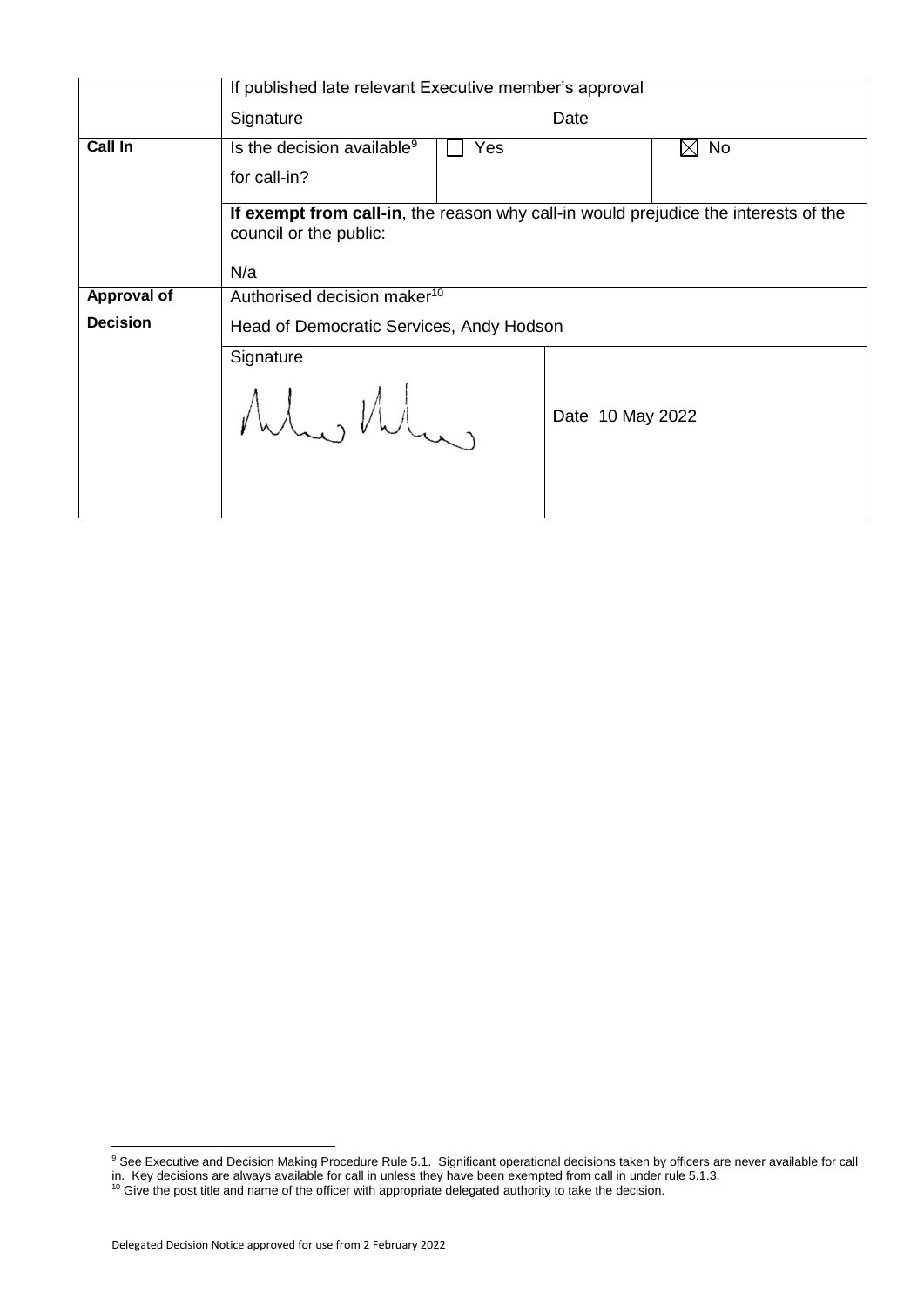| | | | | |
|---|---|---|---|---|
| | If published late relevant Executive member's approval<br><br>Signature | | Date | |
| **Call In** | Is the decision available[9] for call-in? | ☐ Yes | | ☒ No |
| | **If exempt from call-in**, the reason why call-in would prejudice the interests of the council or the public:<br><br>N/a | | | |
| **Approval of Decision** | Authorised decision maker[10]<br><br>Head of Democratic Services, Andy Hodson | | | |
| | Signature | | Date 10 May 2022 | |

[9] See Executive and Decision Making Procedure Rule 5.1. Significant operational decisions taken by officers are never available for call in. Key decisions are always available for call in unless they have been exempted from call in under rule 5.1.3.

[10] Give the post title and name of the officer with appropriate delegated authority to take the decision.

Delegated Decision Notice approved for use from 2 February 2022